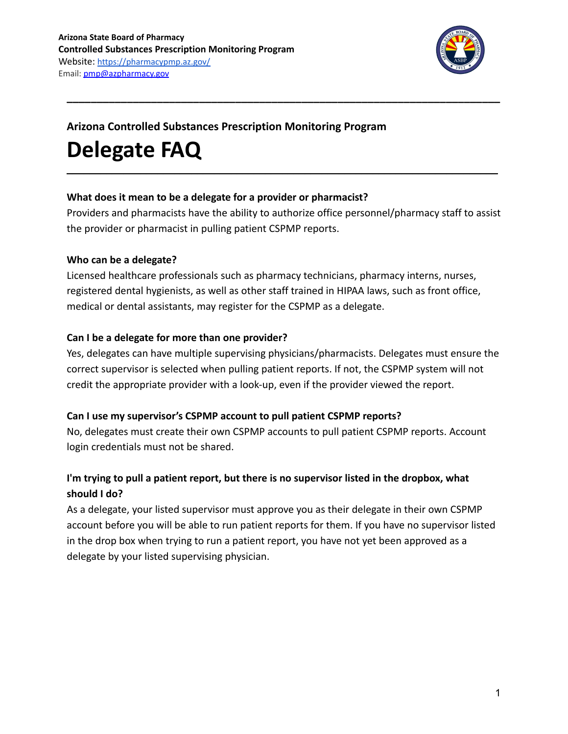**Arizona State Board of Pharmacy**
**Controlled Substances Prescription Monitoring Program**
Website: https://pharmacypmp.az.gov/
Email: pmp@azpharmacy.gov

---

**Arizona Controlled Substances Prescription Monitoring Program**

# Delegate FAQ

---

**What does it mean to be a delegate for a provider or pharmacist?**
Providers and pharmacists have the ability to authorize office personnel/pharmacy staff to assist the provider or pharmacist in pulling patient CSPMP reports.

**Who can be a delegate?**
Licensed healthcare professionals such as pharmacy technicians, pharmacy interns, nurses, registered dental hygienists, as well as other staff trained in HIPAA laws, such as front office, medical or dental assistants, may register for the CSPMP as a delegate.

**Can I be a delegate for more than one provider?**
Yes, delegates can have multiple supervising physicians/pharmacists. Delegates must ensure the correct supervisor is selected when pulling patient reports. If not, the CSPMP system will not credit the appropriate provider with a look-up, even if the provider viewed the report.

**Can I use my supervisor's CSPMP account to pull patient CSPMP reports?**
No, delegates must create their own CSPMP accounts to pull patient CSPMP reports. Account login credentials must not be shared.

**I'm trying to pull a patient report, but there is no supervisor listed in the dropbox, what should I do?**
As a delegate, your listed supervisor must approve you as their delegate in their own CSPMP account before you will be able to run patient reports for them. If you have no supervisor listed in the drop box when trying to run a patient report, you have not yet been approved as a delegate by your listed supervising physician.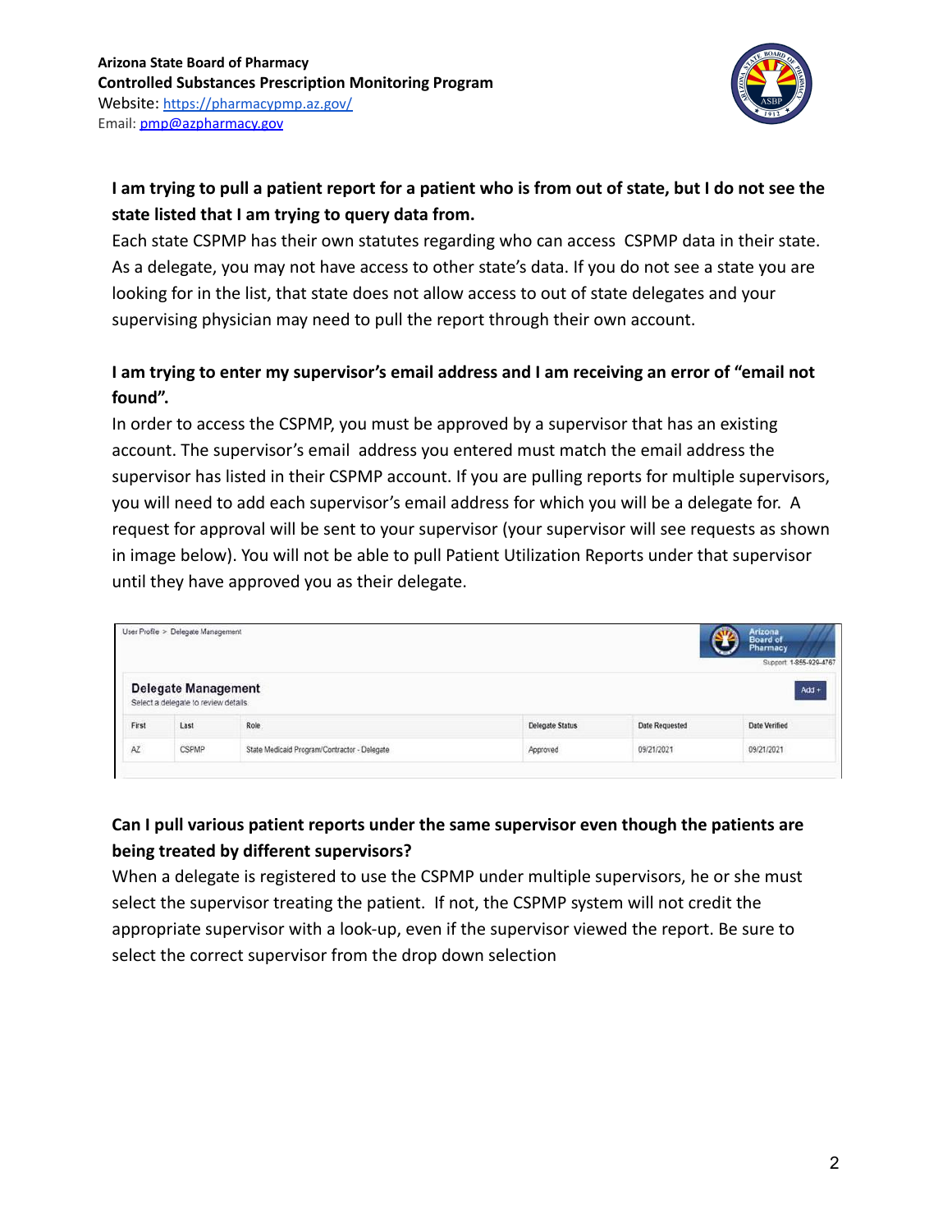**I am trying to pull a patient report for a patient who is from out of state, but I do not see the state listed that I am trying to query data from.**

Each state CSPMP has their own statutes regarding who can access CSPMP data in their state. As a delegate, you may not have access to other state's data. If you do not see a state you are looking for in the list, that state does not allow access to out of state delegates and your supervising physician may need to pull the report through their own account.

**I am trying to enter my supervisor's email address and I am receiving an error of "email not found".**

In order to access the CSPMP, you must be approved by a supervisor that has an existing account. The supervisor's email address you entered must match the email address the supervisor has listed in their CSPMP account. If you are pulling reports for multiple supervisors, you will need to add each supervisor's email address for which you will be a delegate for. A request for approval will be sent to your supervisor (your supervisor will see requests as shown in image below). You will not be able to pull Patient Utilization Reports under that supervisor until they have approved you as their delegate.

User Profile > Delegate Management

Arizona Board of Pharmacy
Support 1-855-929-4767

**Delegate Management**
Select a delegate to review details

Add +

| First | Last | Role | Delegate Status | Date Requested | Date Verified |
|---|---|---|---|---|---|
| AZ | CSPMP | State Medicaid Program/Contractor - Delegate | Approved | 09/21/2021 | 09/21/2021 |

**Can I pull various patient reports under the same supervisor even though the patients are being treated by different supervisors?**

When a delegate is registered to use the CSPMP under multiple supervisors, he or she must select the supervisor treating the patient. If not, the CSPMP system will not credit the appropriate supervisor with a look-up, even if the supervisor viewed the report. Be sure to select the correct supervisor from the drop down selection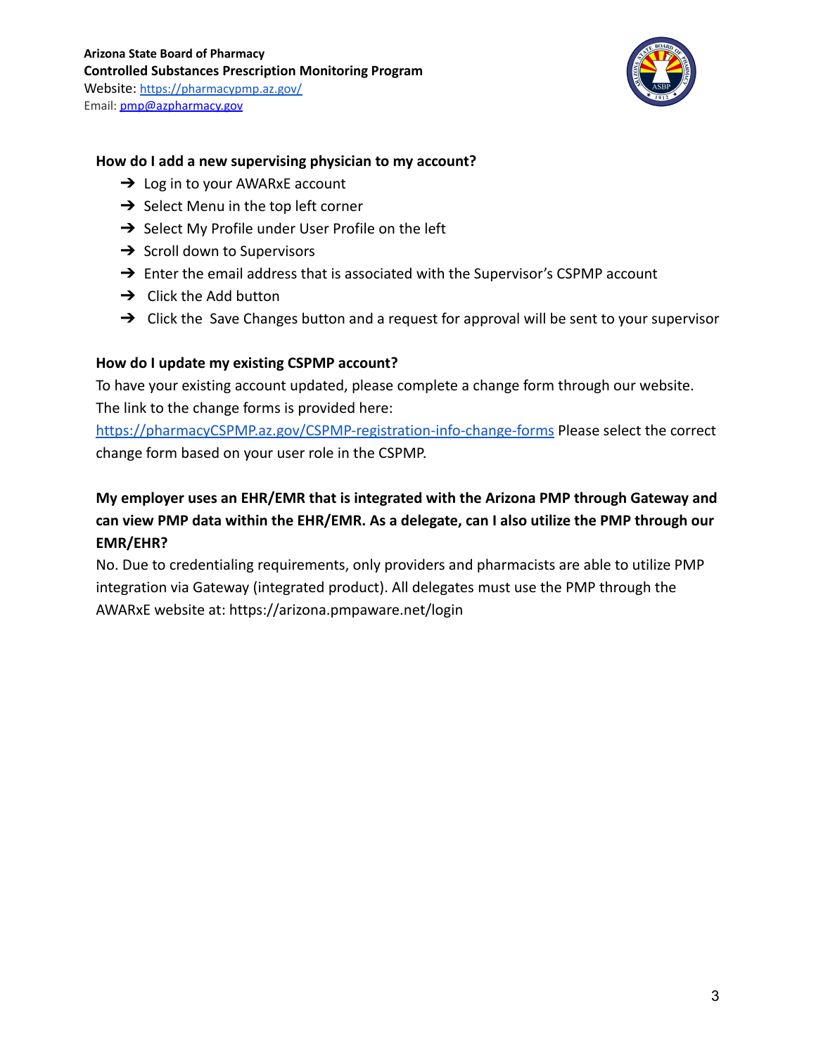**How do I add a new supervising physician to my account?**

- ➔ Log in to your AWARxE account
- ➔ Select Menu in the top left corner
- ➔ Select My Profile under User Profile on the left
- ➔ Scroll down to Supervisors
- ➔ Enter the email address that is associated with the Supervisor's CSPMP account
- ➔ Click the Add button
- ➔ Click the Save Changes button and a request for approval will be sent to your supervisor

**How do I update my existing CSPMP account?**

To have your existing account updated, please complete a change form through our website. The link to the change forms is provided here: [https://pharmacyCSPMP.az.gov/CSPMP-registration-info-change-forms](https://pharmacyCSPMP.az.gov/CSPMP-registration-info-change-forms) Please select the correct change form based on your user role in the CSPMP.

**My employer uses an EHR/EMR that is integrated with the Arizona PMP through Gateway and can view PMP data within the EHR/EMR. As a delegate, can I also utilize the PMP through our EMR/EHR?**

No. Due to credentialing requirements, only providers and pharmacists are able to utilize PMP integration via Gateway (integrated product). All delegates must use the PMP through the AWARxE website at: https://arizona.pmpaware.net/login